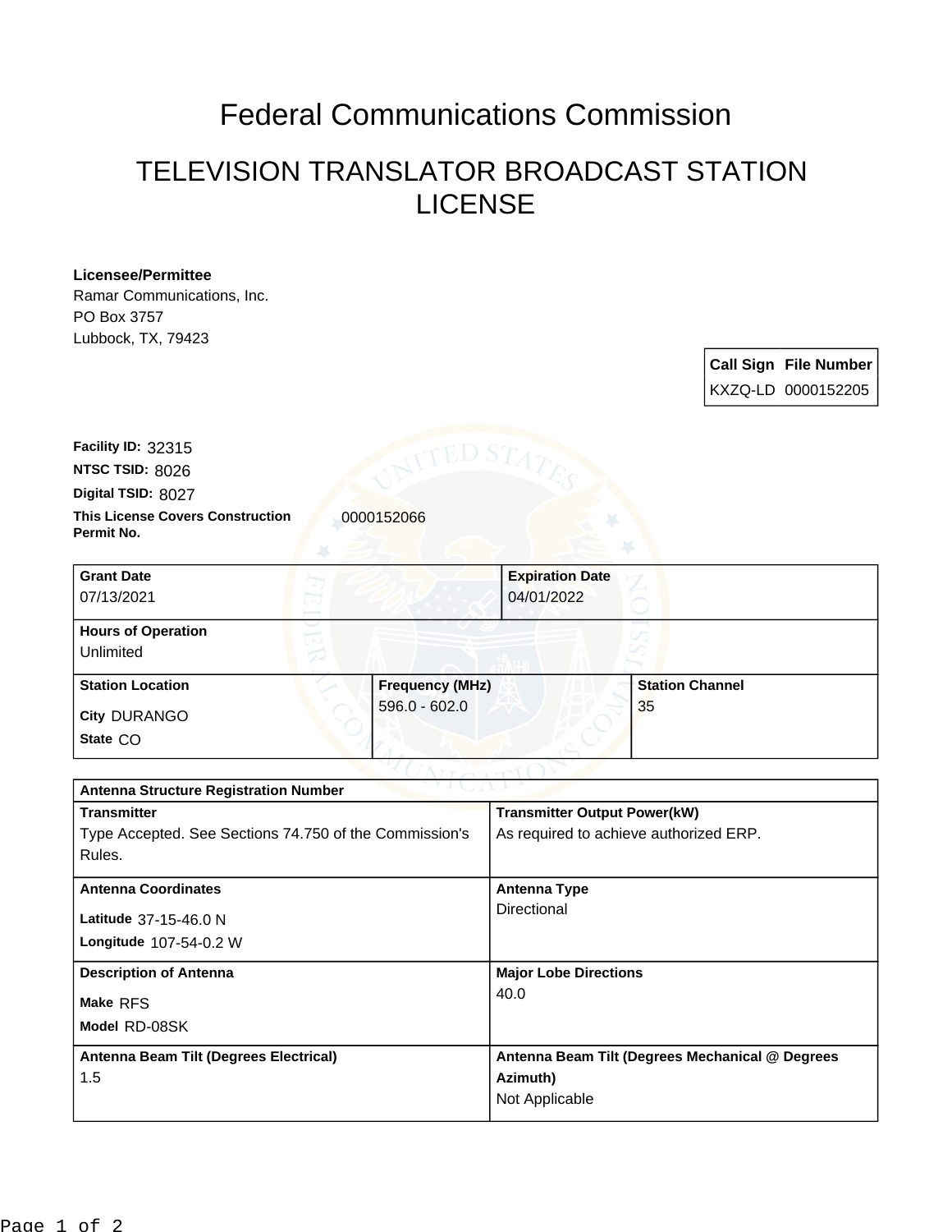# Federal Communications Commission

## TELEVISION TRANSLATOR BROADCAST STATION LICENSE

**Licensee/Permittee**
Ramar Communications, Inc.
PO Box 3757
Lubbock, TX, 79423

| Call Sign | File Number |
|---|---|
| KXZQ-LD | 0000152205 |

**Facility ID:** 32315
**NTSC TSID:** 8026
**Digital TSID:** 8027
**This License Covers Construction Permit No.** 0000152066

| Grant Date | Expiration Date |
|---|---|
| 07/13/2021 | 04/01/2022 |

**Hours of Operation**
Unlimited

| Station Location | Frequency (MHz) | Station Channel |
|---|---|---|
| City DURANGO<br>State CO | 596.0 - 602.0 | 35 |

**Antenna Structure Registration Number**

| Transmitter | Transmitter Output Power(kW) |
|---|---|
| Type Accepted. See Sections 74.750 of the Commission's Rules. | As required to achieve authorized ERP. |

| Antenna Coordinates | Antenna Type |
|---|---|
| Latitude 37-15-46.0 N<br>Longitude 107-54-0.2 W | Directional |

| Description of Antenna | Major Lobe Directions |
|---|---|
| Make RFS<br>Model RD-08SK | 40.0 |

| Antenna Beam Tilt (Degrees Electrical) | Antenna Beam Tilt (Degrees Mechanical @ Degrees Azimuth) |
|---|---|
| 1.5 | Not Applicable |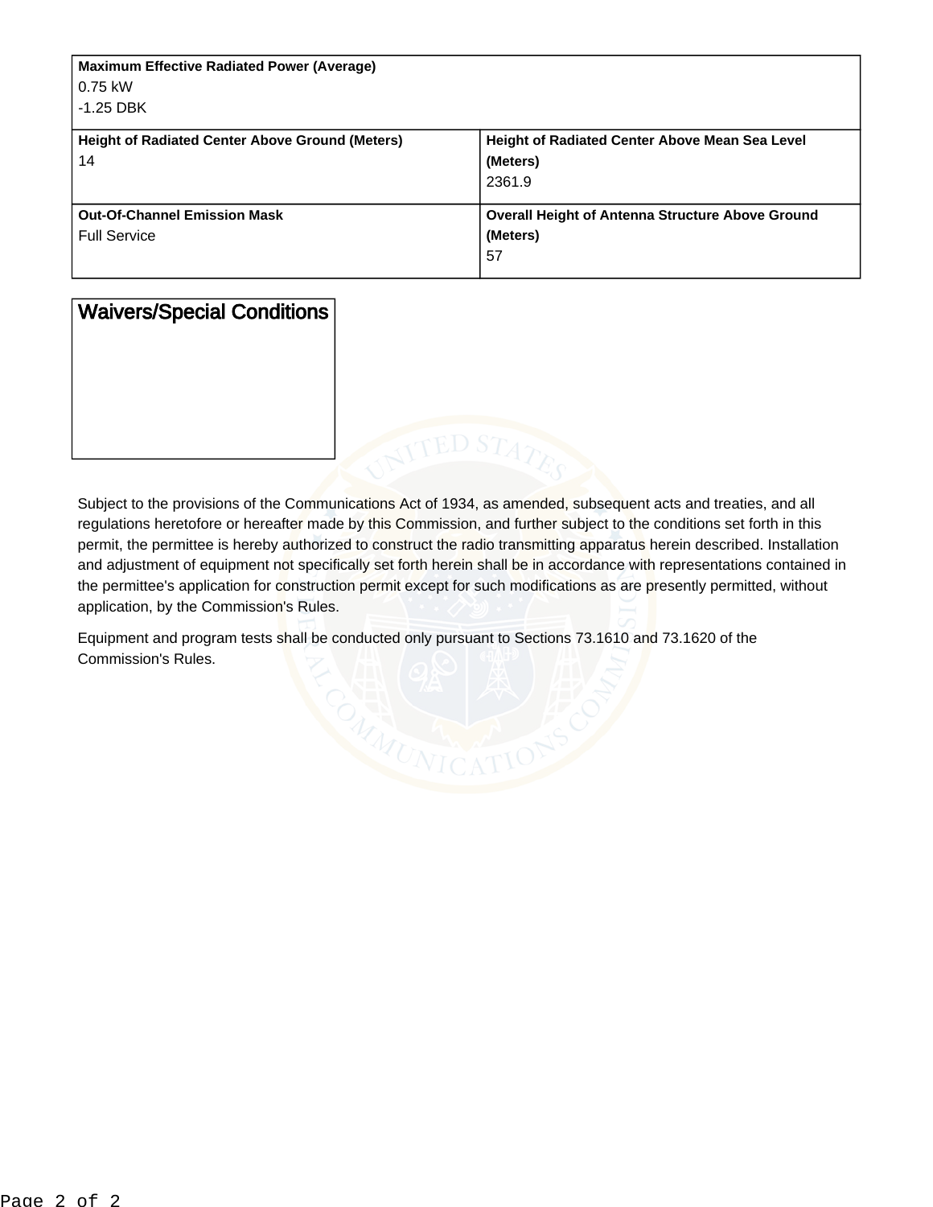| | |
|---|---|
| **Maximum Effective Radiated Power (Average)**<br>0.75 kW<br>-1.25 DBK | |
| **Height of Radiated Center Above Ground (Meters)**<br>14 | **Height of Radiated Center Above Mean Sea Level (Meters)**<br>2361.9 |
| **Out-Of-Channel Emission Mask**<br>Full Service | **Overall Height of Antenna Structure Above Ground (Meters)**<br>57 |

## Waivers/Special Conditions

Subject to the provisions of the Communications Act of 1934, as amended, subsequent acts and treaties, and all regulations heretofore or hereafter made by this Commission, and further subject to the conditions set forth in this permit, the permittee is hereby authorized to construct the radio transmitting apparatus herein described. Installation and adjustment of equipment not specifically set forth herein shall be in accordance with representations contained in the permittee's application for construction permit except for such modifications as are presently permitted, without application, by the Commission's Rules.

Equipment and program tests shall be conducted only pursuant to Sections 73.1610 and 73.1620 of the Commission's Rules.